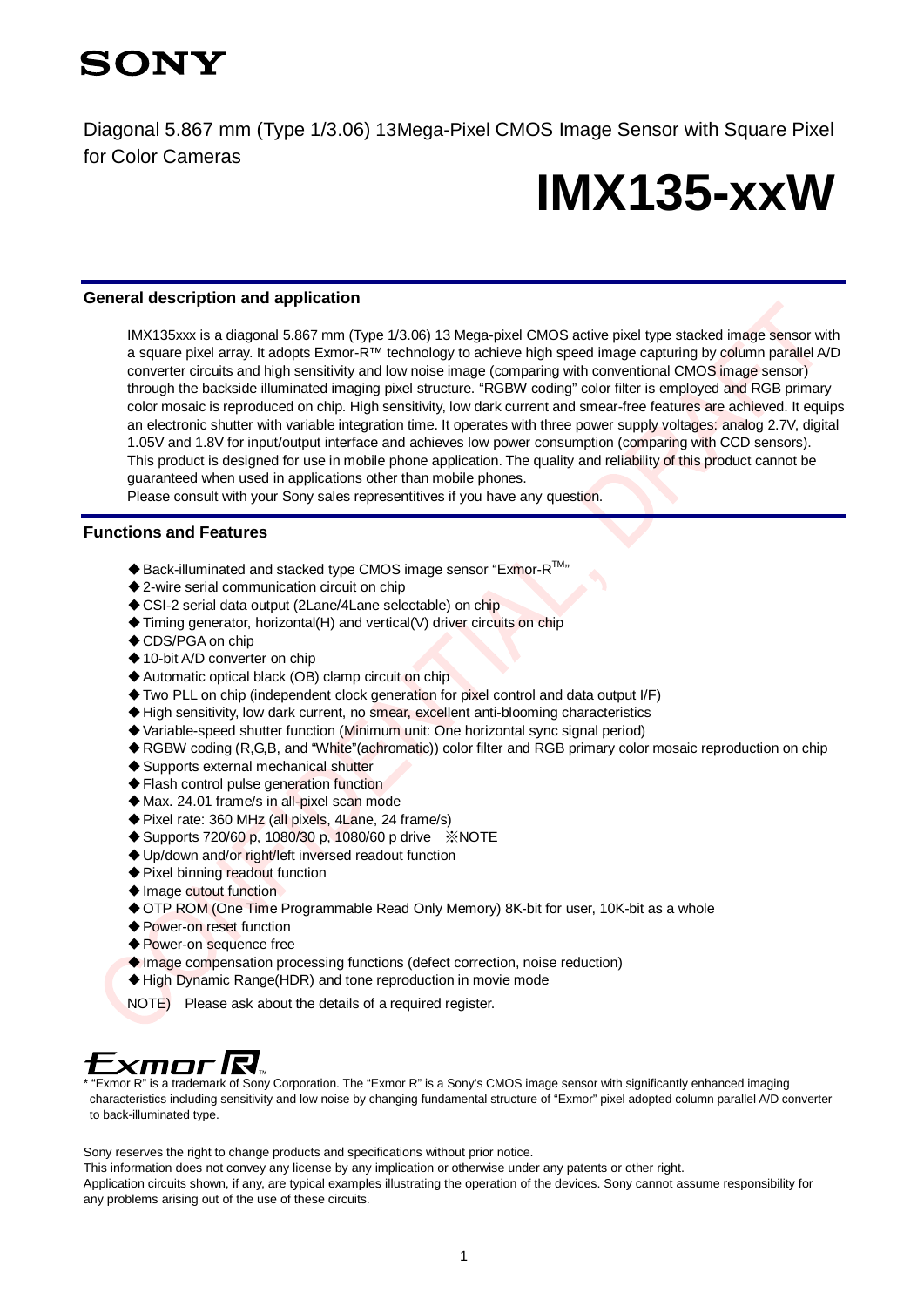SONY

Diagonal 5.867 mm (Type 1/3.06) 13Mega-Pixel CMOS Image Sensor with Square Pixel for Color Cameras

# IMX135-xxW

## General description and application

IMX135xxx is a diagonal 5.867 mm (Type 1/3.06) 13 Mega-pixel CMOS active pixel type stacked image sensor with a square pixel array. It adopts Exmor-R™ technology to achieve high speed image capturing by column parallel A/D converter circuits and high sensitivity and low noise image (comparing with conventional CMOS image sensor) through the backside illuminated imaging pixel structure. "RGBW coding" color filter is employed and RGB primary color mosaic is reproduced on chip. High sensitivity, low dark current and smear-free features are achieved. It equips an electronic shutter with variable integration time. It operates with three power supply voltages: analog 2.7V, digital 1.05V and 1.8V for input/output interface and achieves low power consumption (comparing with CCD sensors).
This product is designed for use in mobile phone application. The quality and reliability of this product cannot be guaranteed when used in applications other than mobile phones.
Please consult with your Sony sales representitives if you have any question.

## Functions and Features

- ◆Back-illuminated and stacked type CMOS image sensor "Exmor-R™"
- ◆2-wire serial communication circuit on chip
- ◆CSI-2 serial data output (2Lane/4Lane selectable) on chip
- ◆Timing generator, horizontal(H) and vertical(V) driver circuits on chip
- ◆CDS/PGA on chip
- ◆10-bit A/D converter on chip
- ◆Automatic optical black (OB) clamp circuit on chip
- ◆Two PLL on chip (independent clock generation for pixel control and data output I/F)
- ◆High sensitivity, low dark current, no smear, excellent anti-blooming characteristics
- ◆Variable-speed shutter function (Minimum unit: One horizontal sync signal period)
- ◆RGBW coding (R,G,B, and "White"(achromatic)) color filter and RGB primary color mosaic reproduction on chip
- ◆Supports external mechanical shutter
- ◆Flash control pulse generation function
- ◆Max. 24.01 frame/s in all-pixel scan mode
- ◆Pixel rate: 360 MHz (all pixels, 4Lane, 24 frame/s)
- ◆Supports 720/60 p, 1080/30 p, 1080/60 p drive ※NOTE
- ◆Up/down and/or right/left inversed readout function
- ◆Pixel binning readout function
- ◆Image cutout function
- ◆OTP ROM (One Time Programmable Read Only Memory) 8K-bit for user, 10K-bit as a whole
- ◆Power-on reset function
- ◆Power-on sequence free
- ◆Image compensation processing functions (defect correction, noise reduction)
- ◆High Dynamic Range(HDR) and tone reproduction in movie mode

NOTE) Please ask about the details of a required register.

Exmor R™

\* "Exmor R" is a trademark of Sony Corporation. The "Exmor R" is a Sony's CMOS image sensor with significantly enhanced imaging characteristics including sensitivity and low noise by changing fundamental structure of "Exmor" pixel adopted column parallel A/D converter to back-illuminated type.

Sony reserves the right to change products and specifications without prior notice.
This information does not convey any license by any implication or otherwise under any patents or other right.
Application circuits shown, if any, are typical examples illustrating the operation of the devices. Sony cannot assume responsibility for any problems arising out of the use of these circuits.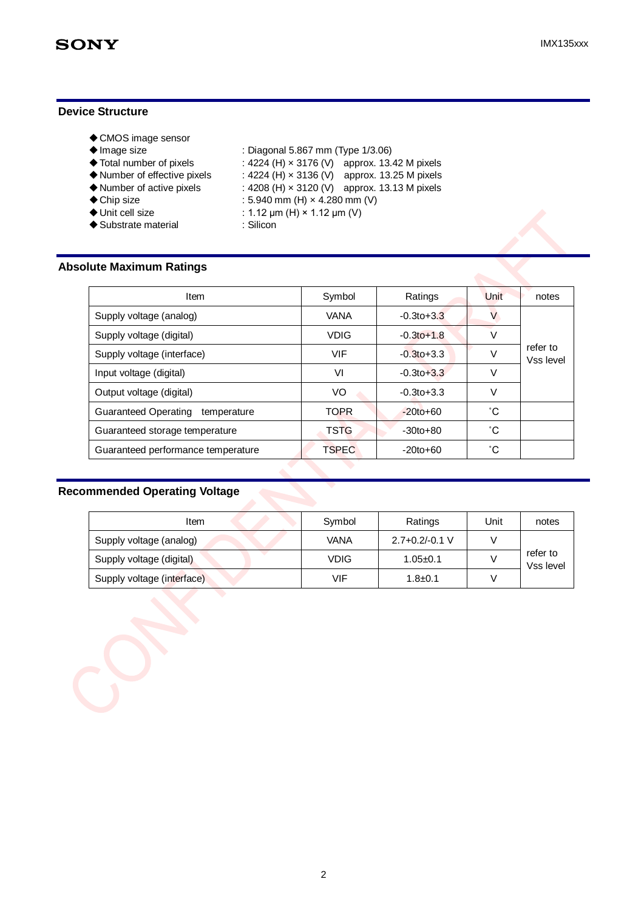## Device Structure

- CMOS image sensor
- Image size : Diagonal 5.867 mm (Type 1/3.06)
- Total number of pixels : 4224 (H) × 3176 (V) approx. 13.42 M pixels
- Number of effective pixels : 4224 (H) × 3136 (V) approx. 13.25 M pixels
- Number of active pixels : 4208 (H) × 3120 (V) approx. 13.13 M pixels
- Chip size : 5.940 mm (H) × 4.280 mm (V)
- Unit cell size : 1.12 μm (H) × 1.12 μm (V)
- Substrate material : Silicon

## Absolute Maximum Ratings

| Item | Symbol | Ratings | Unit | notes |
|---|---|---|---|---|
| Supply voltage (analog) | VANA | -0.3to+3.3 | V | refer to Vss level |
| Supply voltage (digital) | VDIG | -0.3to+1.8 | V | |
| Supply voltage (interface) | VIF | -0.3to+3.3 | V | |
| Input voltage (digital) | VI | -0.3to+3.3 | V | |
| Output voltage (digital) | VO | -0.3to+3.3 | V | |
| Guaranteed Operating temperature | TOPR | -20to+60 | ˚C | |
| Guaranteed storage temperature | TSTG | -30to+80 | ˚C | |
| Guaranteed performance temperature | TSPEC | -20to+60 | ˚C | |

## Recommended Operating Voltage

| Item | Symbol | Ratings | Unit | notes |
|---|---|---|---|---|
| Supply voltage (analog) | VANA | 2.7+0.2/-0.1 V | V | refer to Vss level |
| Supply voltage (digital) | VDIG | 1.05±0.1 | V | |
| Supply voltage (interface) | VIF | 1.8±0.1 | V | |